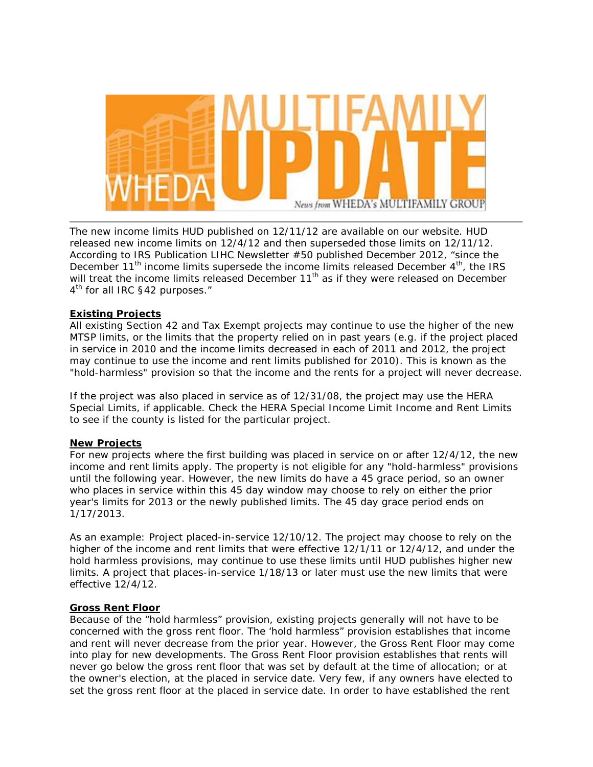The new income limits HUD published on 12/11/12 are available on our website. HUD released new income limits on 12/4/12 and then superseded those limits on 12/11/12. According to IRS Publication LIHC Newsletter #50 published December 2012, "since the December 11th income limits supersede the income limits released December 4th, the IRS will treat the income limits released December 11th as if they were released on December 4th for all IRC §42 purposes."

**Existing Projects**

All existing Section 42 and Tax Exempt projects may continue to use the higher of the new MTSP limits, or the limits that the property relied on in past years (e.g. if the project placed in service in 2010 and the income limits decreased in each of 2011 and 2012, the project may continue to use the income and rent limits published for 2010). This is known as the "hold-harmless" provision so that the income and the rents for a project will never decrease.

If the project was also placed in service as of 12/31/08, the project may use the HERA Special Limits, if applicable. Check the HERA Special Income Limit Income and Rent Limits to see if the county is listed for the particular project.

**New Projects**

For new projects where the first building was placed in service on or after 12/4/12, the new income and rent limits apply. The property is not eligible for any "hold-harmless" provisions until the following year. However, the new limits do have a 45 grace period, so an owner who places in service within this 45 day window may choose to rely on either the prior year's limits for 2013 or the newly published limits. The 45 day grace period ends on 1/17/2013.

As an example: Project placed-in-service 12/10/12. The project may choose to rely on the higher of the income and rent limits that were effective 12/1/11 or 12/4/12, and under the hold harmless provisions, may continue to use these limits until HUD publishes higher new limits. A project that places-in-service 1/18/13 or later must use the new limits that were effective 12/4/12.

**Gross Rent Floor**

Because of the "hold harmless" provision, existing projects generally will not have to be concerned with the gross rent floor. The 'hold harmless" provision establishes that income and rent will never decrease from the prior year. However, the Gross Rent Floor may come into play for new developments. The Gross Rent Floor provision establishes that rents will never go below the gross rent floor that was set by default at the time of allocation; or at the owner's election, at the placed in service date. Very few, if any owners have elected to set the gross rent floor at the placed in service date. In order to have established the rent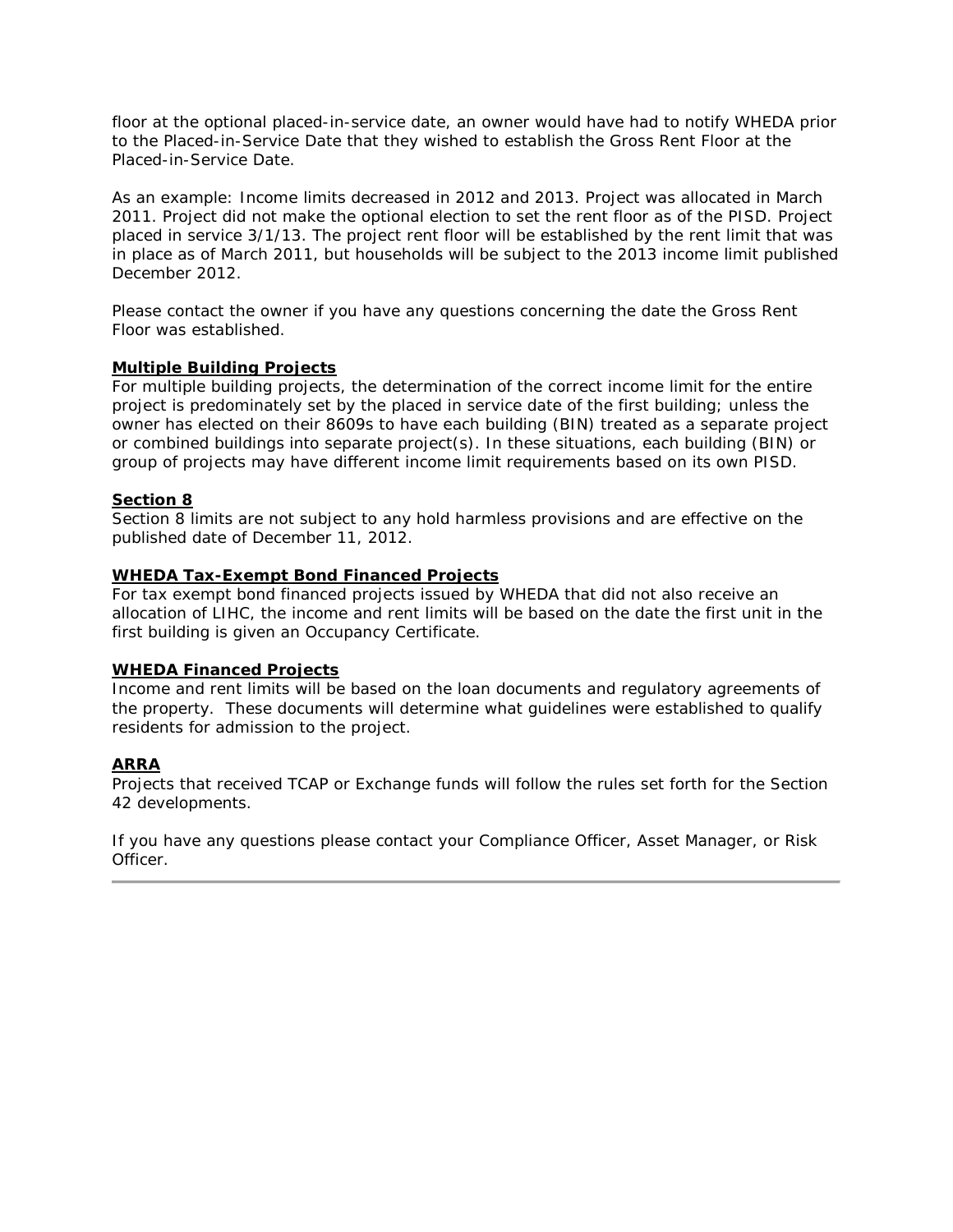floor at the optional placed-in-service date, an owner would have had to notify WHEDA prior to the Placed-in-Service Date that they wished to establish the Gross Rent Floor at the Placed-in-Service Date.

As an example: Income limits decreased in 2012 and 2013. Project was allocated in March 2011. Project did not make the optional election to set the rent floor as of the PISD. Project placed in service 3/1/13. The project rent floor will be established by the rent limit that was in place as of March 2011, but households will be subject to the 2013 income limit published December 2012.

Please contact the owner if you have any questions concerning the date the Gross Rent Floor was established.

**Multiple Building Projects**

For multiple building projects, the determination of the correct income limit for the entire project is predominately set by the placed in service date of the first building; unless the owner has elected on their 8609s to have each building (BIN) treated as a separate project or combined buildings into separate project(s). In these situations, each building (BIN) or group of projects may have different income limit requirements based on its own PISD.

**Section 8**

Section 8 limits are not subject to any hold harmless provisions and are effective on the published date of December 11, 2012.

**WHEDA Tax-Exempt Bond Financed Projects**

For tax exempt bond financed projects issued by WHEDA that did not also receive an allocation of LIHC, the income and rent limits will be based on the date the first unit in the first building is given an Occupancy Certificate.

**WHEDA Financed Projects**

Income and rent limits will be based on the loan documents and regulatory agreements of the property. These documents will determine what guidelines were established to qualify residents for admission to the project.

**ARRA**

Projects that received TCAP or Exchange funds will follow the rules set forth for the Section 42 developments.

If you have any questions please contact your Compliance Officer, Asset Manager, or Risk Officer.